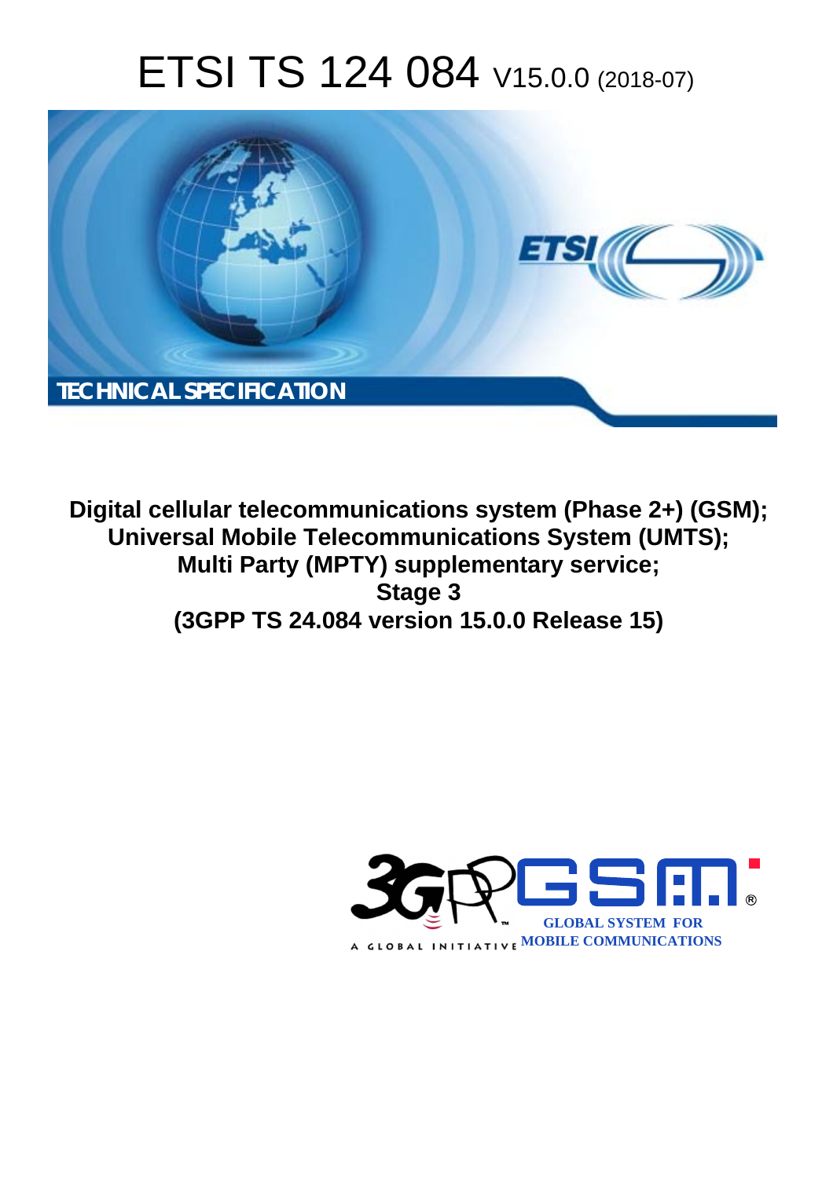# ETSI TS 124 084 V15.0.0 (2018-07)

TECHNICAL SPECIFICATION

**Digital cellular telecommunications system (Phase 2+) (GSM); Universal Mobile Telecommunications System (UMTS); Multi Party (MPTY) supplementary service; Stage 3 (3GPP TS 24.084 version 15.0.0 Release 15)**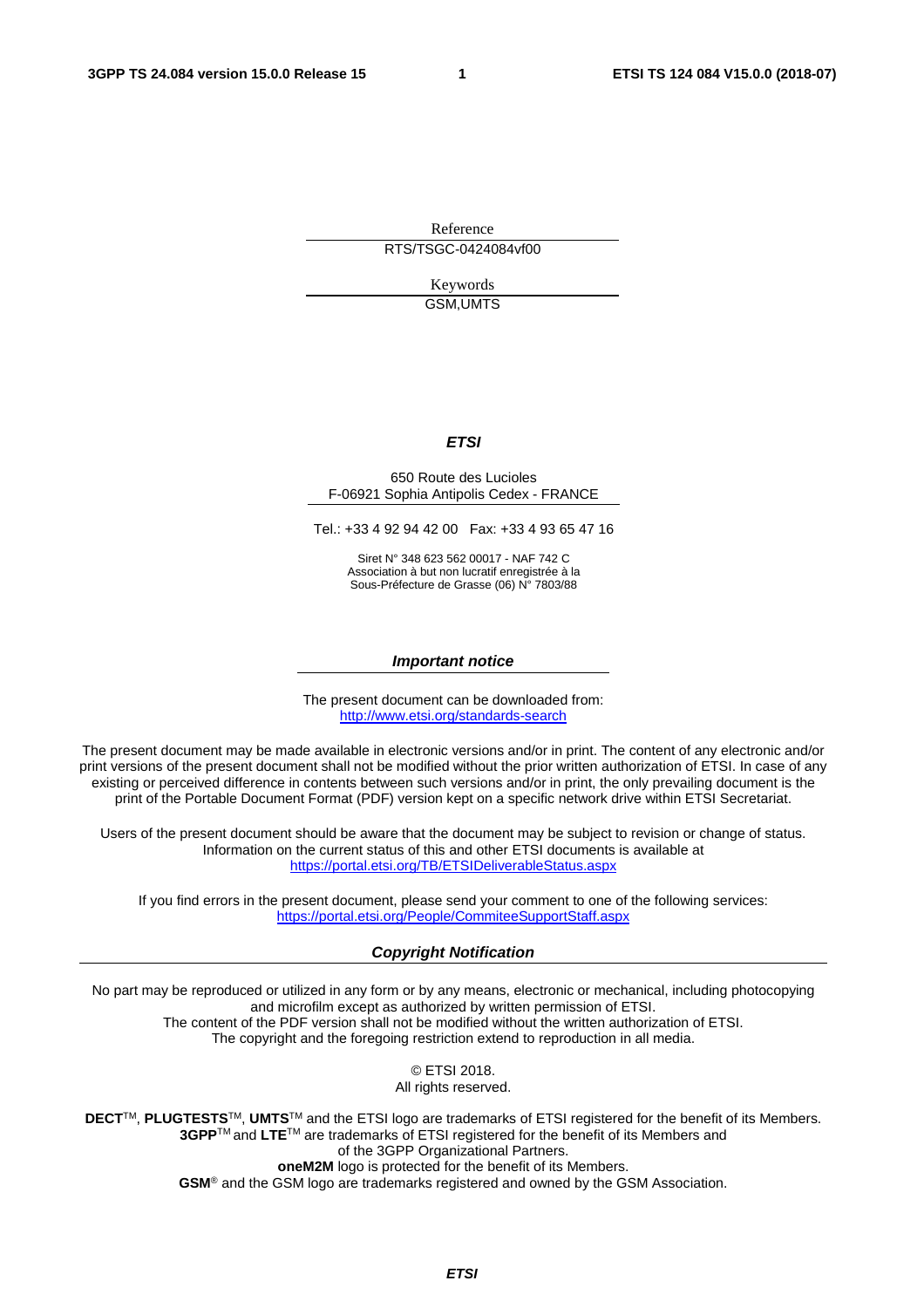Reference

RTS/TSGC-0424084vf00

Keywords

GSM,UMTS

***ETSI***

650 Route des Lucioles
F-06921 Sophia Antipolis Cedex - FRANCE

Tel.: +33 4 92 94 42 00 Fax: +33 4 93 65 47 16

Siret N° 348 623 562 00017 - NAF 742 C
Association à but non lucratif enregistrée à la
Sous-Préfecture de Grasse (06) N° 7803/88

***Important notice***

The present document can be downloaded from:
http://www.etsi.org/standards-search

The present document may be made available in electronic versions and/or in print. The content of any electronic and/or print versions of the present document shall not be modified without the prior written authorization of ETSI. In case of any existing or perceived difference in contents between such versions and/or in print, the only prevailing document is the print of the Portable Document Format (PDF) version kept on a specific network drive within ETSI Secretariat.

Users of the present document should be aware that the document may be subject to revision or change of status. Information on the current status of this and other ETSI documents is available at
https://portal.etsi.org/TB/ETSIDeliverableStatus.aspx

If you find errors in the present document, please send your comment to one of the following services:
https://portal.etsi.org/People/CommiteeSupportStaff.aspx

***Copyright Notification***

No part may be reproduced or utilized in any form or by any means, electronic or mechanical, including photocopying and microfilm except as authorized by written permission of ETSI.
The content of the PDF version shall not be modified without the written authorization of ETSI.
The copyright and the foregoing restriction extend to reproduction in all media.

© ETSI 2018.
All rights reserved.

**DECT**TM, **PLUGTESTS**TM, **UMTS**TM and the ETSI logo are trademarks of ETSI registered for the benefit of its Members.
**3GPP**TM and **LTE**TM are trademarks of ETSI registered for the benefit of its Members and of the 3GPP Organizational Partners.
**oneM2M** logo is protected for the benefit of its Members.
**GSM**® and the GSM logo are trademarks registered and owned by the GSM Association.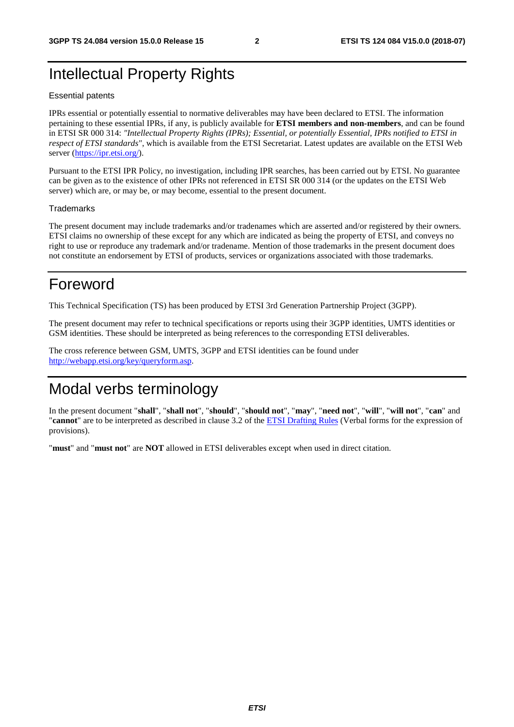# Intellectual Property Rights

Essential patents

IPRs essential or potentially essential to normative deliverables may have been declared to ETSI. The information pertaining to these essential IPRs, if any, is publicly available for **ETSI members and non-members**, and can be found in ETSI SR 000 314: *"Intellectual Property Rights (IPRs); Essential, or potentially Essential, IPRs notified to ETSI in respect of ETSI standards"*, which is available from the ETSI Secretariat. Latest updates are available on the ETSI Web server (https://ipr.etsi.org/).

Pursuant to the ETSI IPR Policy, no investigation, including IPR searches, has been carried out by ETSI. No guarantee can be given as to the existence of other IPRs not referenced in ETSI SR 000 314 (or the updates on the ETSI Web server) which are, or may be, or may become, essential to the present document.

Trademarks

The present document may include trademarks and/or tradenames which are asserted and/or registered by their owners. ETSI claims no ownership of these except for any which are indicated as being the property of ETSI, and conveys no right to use or reproduce any trademark and/or tradename. Mention of those trademarks in the present document does not constitute an endorsement by ETSI of products, services or organizations associated with those trademarks.

# Foreword

This Technical Specification (TS) has been produced by ETSI 3rd Generation Partnership Project (3GPP).

The present document may refer to technical specifications or reports using their 3GPP identities, UMTS identities or GSM identities. These should be interpreted as being references to the corresponding ETSI deliverables.

The cross reference between GSM, UMTS, 3GPP and ETSI identities can be found under http://webapp.etsi.org/key/queryform.asp.

# Modal verbs terminology

In the present document "**shall**", "**shall not**", "**should**", "**should not**", "**may**", "**need not**", "**will**", "**will not**", "**can**" and "**cannot**" are to be interpreted as described in clause 3.2 of the ETSI Drafting Rules (Verbal forms for the expression of provisions).

"**must**" and "**must not**" are **NOT** allowed in ETSI deliverables except when used in direct citation.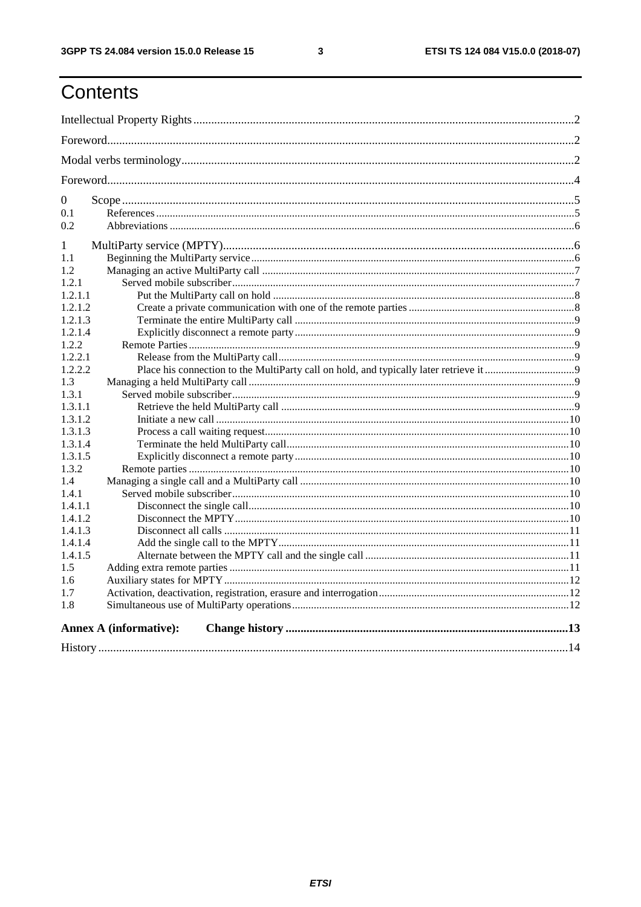# Contents

Intellectual Property Rights ........ 2

Foreword ........ 2

Modal verbs terminology ........ 2

Foreword ........ 4

0 Scope ........ 5

0.1 References ........ 5

0.2 Abbreviations ........ 6

1 MultiParty service (MPTY) ........ 6

1.1 Beginning the MultiParty service ........ 6

1.2 Managing an active MultiParty call ........ 7

1.2.1 Served mobile subscriber ........ 7

1.2.1.1 Put the MultiParty call on hold ........ 8

1.2.1.2 Create a private communication with one of the remote parties ........ 8

1.2.1.3 Terminate the entire MultiParty call ........ 9

1.2.1.4 Explicitly disconnect a remote party ........ 9

1.2.2 Remote Parties ........ 9

1.2.2.1 Release from the MultiParty call ........ 9

1.2.2.2 Place his connection to the MultiParty call on hold, and typically later retrieve it ........ 9

1.3 Managing a held MultiParty call ........ 9

1.3.1 Served mobile subscriber ........ 9

1.3.1.1 Retrieve the held MultiParty call ........ 9

1.3.1.2 Initiate a new call ........ 10

1.3.1.3 Process a call waiting request ........ 10

1.3.1.4 Terminate the held MultiParty call ........ 10

1.3.1.5 Explicitly disconnect a remote party ........ 10

1.3.2 Remote parties ........ 10

1.4 Managing a single call and a MultiParty call ........ 10

1.4.1 Served mobile subscriber ........ 10

1.4.1.1 Disconnect the single call ........ 10

1.4.1.2 Disconnect the MPTY ........ 10

1.4.1.3 Disconnect all calls ........ 11

1.4.1.4 Add the single call to the MPTY ........ 11

1.4.1.5 Alternate between the MPTY call and the single call ........ 11

1.5 Adding extra remote parties ........ 11

1.6 Auxiliary states for MPTY ........ 12

1.7 Activation, deactivation, registration, erasure and interrogation ........ 12

1.8 Simultaneous use of MultiParty operations ........ 12

**Annex A (informative): Change history ........ 13**

History ........ 14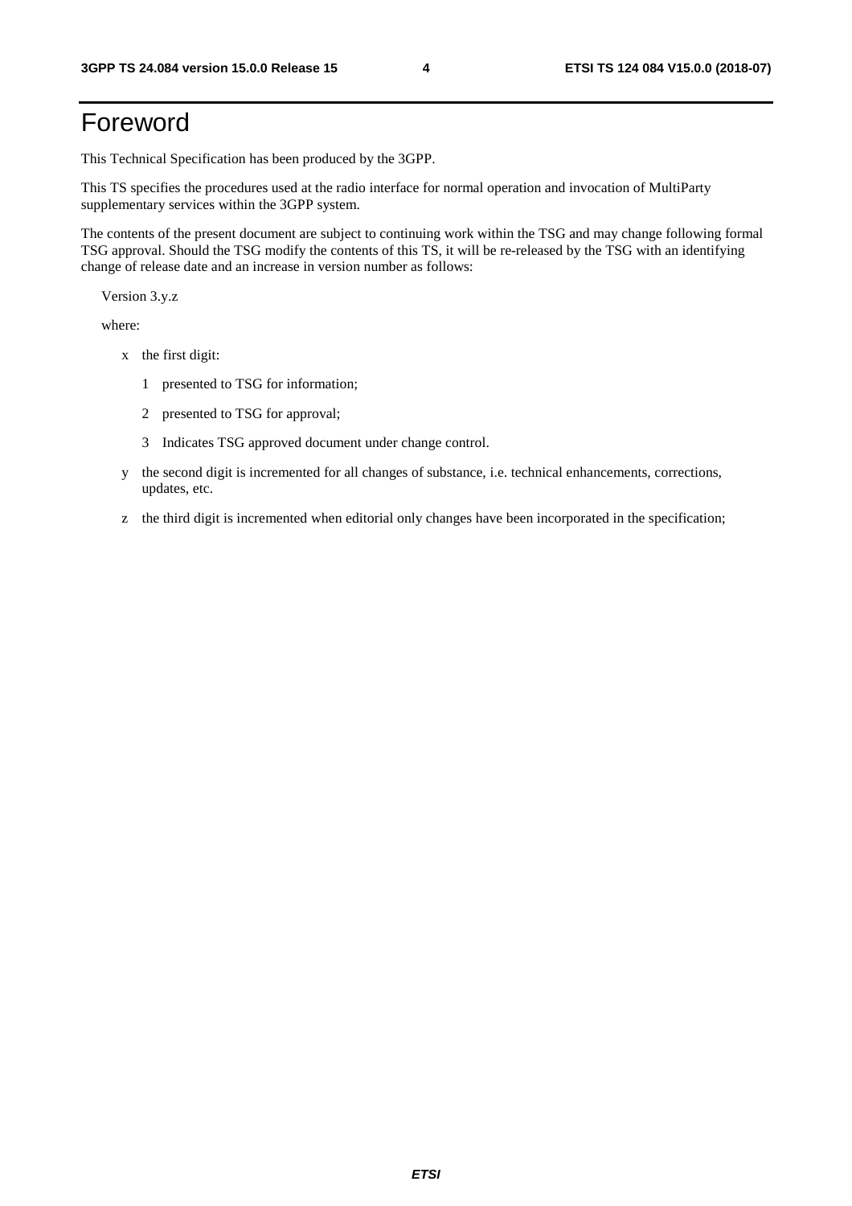# Foreword

This Technical Specification has been produced by the 3GPP.

This TS specifies the procedures used at the radio interface for normal operation and invocation of MultiParty supplementary services within the 3GPP system.

The contents of the present document are subject to continuing work within the TSG and may change following formal TSG approval. Should the TSG modify the contents of this TS, it will be re-released by the TSG with an identifying change of release date and an increase in version number as follows:

Version 3.y.z

where:

- x the first digit:
  - 1 presented to TSG for information;
  - 2 presented to TSG for approval;
  - 3 Indicates TSG approved document under change control.
- y the second digit is incremented for all changes of substance, i.e. technical enhancements, corrections, updates, etc.
- z the third digit is incremented when editorial only changes have been incorporated in the specification;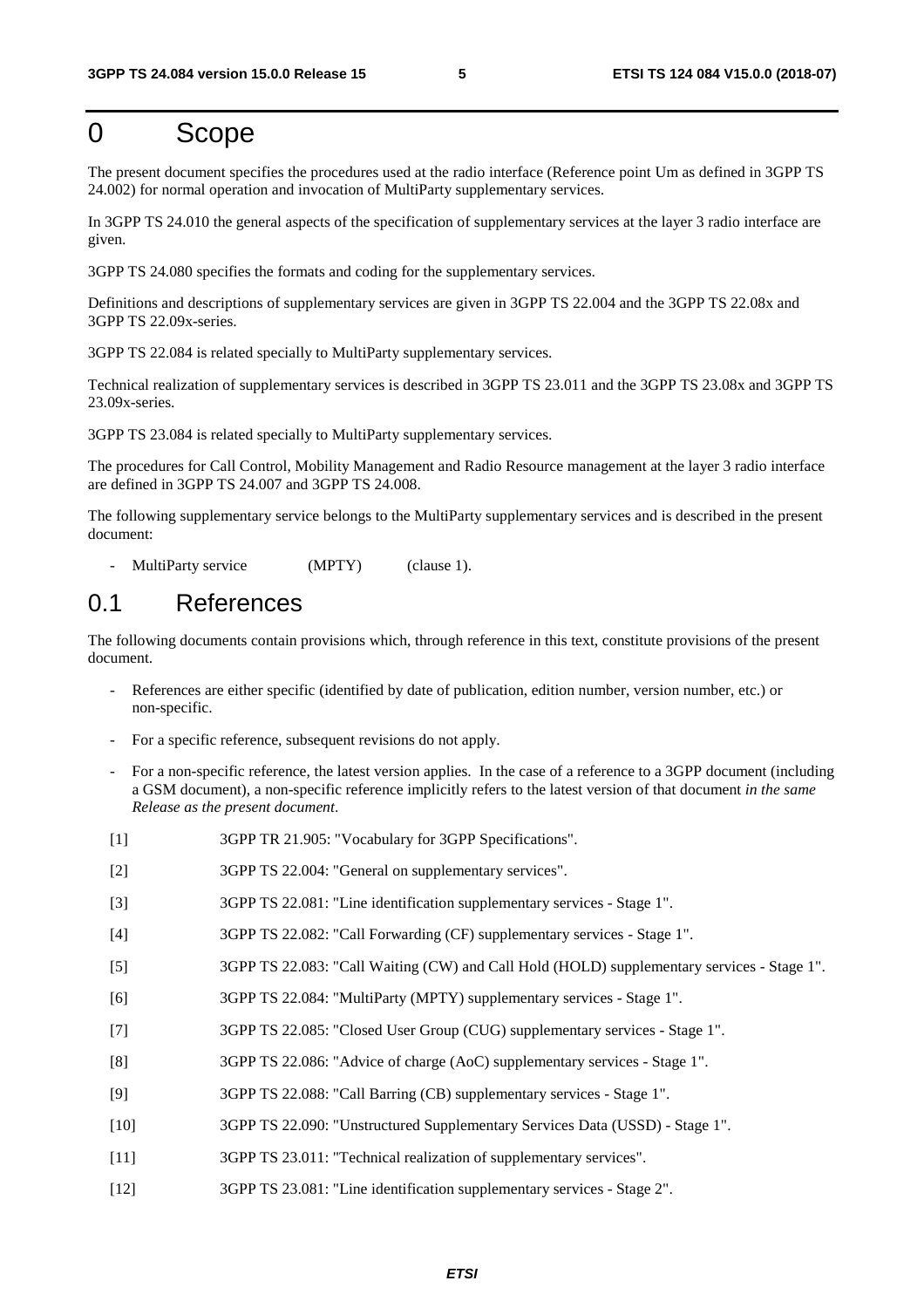# 0 Scope

The present document specifies the procedures used at the radio interface (Reference point Um as defined in 3GPP TS 24.002) for normal operation and invocation of MultiParty supplementary services.

In 3GPP TS 24.010 the general aspects of the specification of supplementary services at the layer 3 radio interface are given.

3GPP TS 24.080 specifies the formats and coding for the supplementary services.

Definitions and descriptions of supplementary services are given in 3GPP TS 22.004 and the 3GPP TS 22.08x and 3GPP TS 22.09x-series.

3GPP TS 22.084 is related specially to MultiParty supplementary services.

Technical realization of supplementary services is described in 3GPP TS 23.011 and the 3GPP TS 23.08x and 3GPP TS 23.09x-series.

3GPP TS 23.084 is related specially to MultiParty supplementary services.

The procedures for Call Control, Mobility Management and Radio Resource management at the layer 3 radio interface are defined in 3GPP TS 24.007 and 3GPP TS 24.008.

The following supplementary service belongs to the MultiParty supplementary services and is described in the present document:

- MultiParty service (MPTY) (clause 1).

## 0.1 References

The following documents contain provisions which, through reference in this text, constitute provisions of the present document.

- References are either specific (identified by date of publication, edition number, version number, etc.) or non-specific.
- For a specific reference, subsequent revisions do not apply.
- For a non-specific reference, the latest version applies. In the case of a reference to a 3GPP document (including a GSM document), a non-specific reference implicitly refers to the latest version of that document *in the same Release as the present document*.

[1] 3GPP TR 21.905: "Vocabulary for 3GPP Specifications".

[2] 3GPP TS 22.004: "General on supplementary services".

[3] 3GPP TS 22.081: "Line identification supplementary services - Stage 1".

[4] 3GPP TS 22.082: "Call Forwarding (CF) supplementary services - Stage 1".

[5] 3GPP TS 22.083: "Call Waiting (CW) and Call Hold (HOLD) supplementary services - Stage 1".

[6] 3GPP TS 22.084: "MultiParty (MPTY) supplementary services - Stage 1".

[7] 3GPP TS 22.085: "Closed User Group (CUG) supplementary services - Stage 1".

[8] 3GPP TS 22.086: "Advice of charge (AoC) supplementary services - Stage 1".

[9] 3GPP TS 22.088: "Call Barring (CB) supplementary services - Stage 1".

[10] 3GPP TS 22.090: "Unstructured Supplementary Services Data (USSD) - Stage 1".

[11] 3GPP TS 23.011: "Technical realization of supplementary services".

[12] 3GPP TS 23.081: "Line identification supplementary services - Stage 2".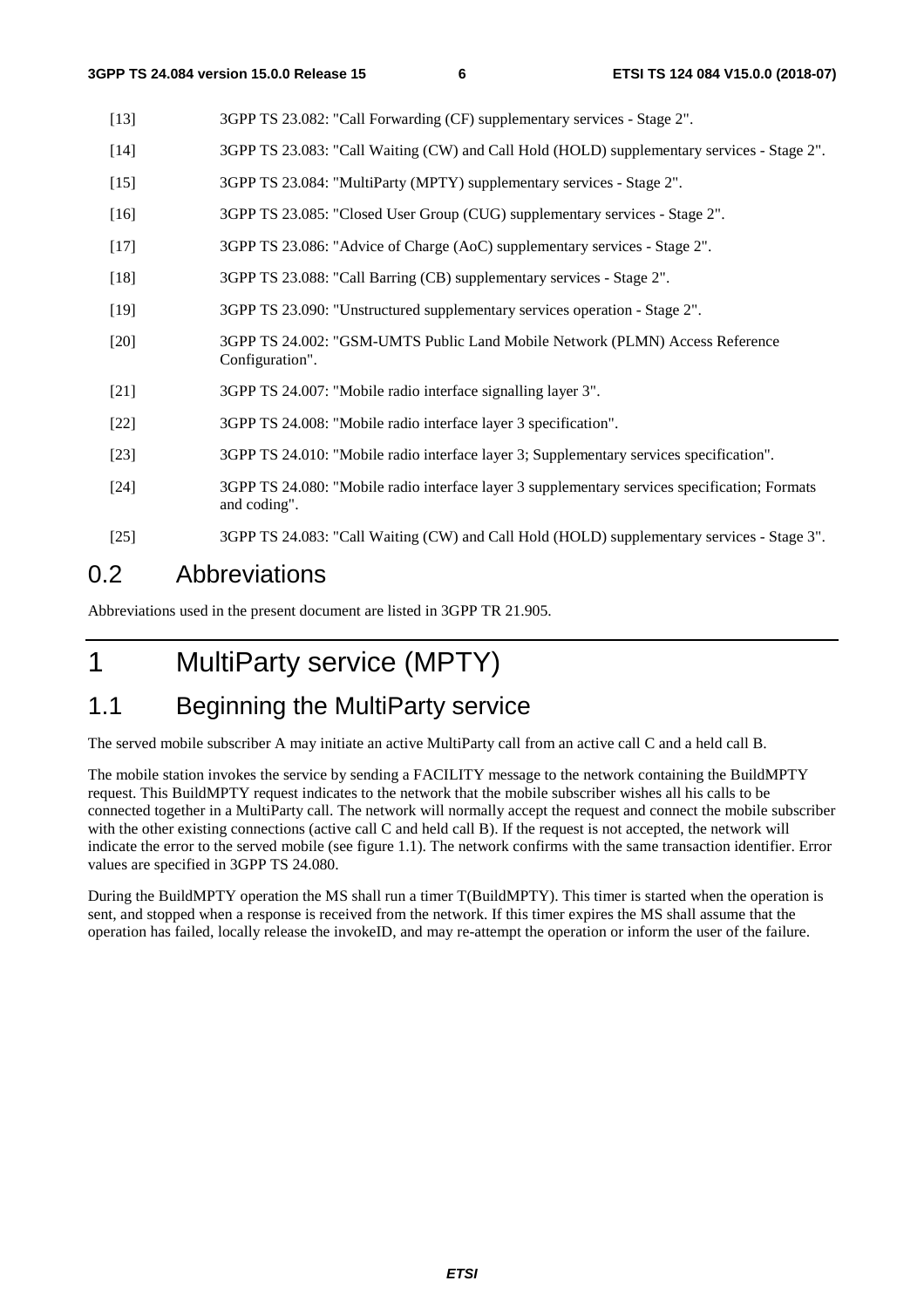[13] 3GPP TS 23.082: "Call Forwarding (CF) supplementary services - Stage 2".

[14] 3GPP TS 23.083: "Call Waiting (CW) and Call Hold (HOLD) supplementary services - Stage 2".

[15] 3GPP TS 23.084: "MultiParty (MPTY) supplementary services - Stage 2".

[16] 3GPP TS 23.085: "Closed User Group (CUG) supplementary services - Stage 2".

[17] 3GPP TS 23.086: "Advice of Charge (AoC) supplementary services - Stage 2".

[18] 3GPP TS 23.088: "Call Barring (CB) supplementary services - Stage 2".

[19] 3GPP TS 23.090: "Unstructured supplementary services operation - Stage 2".

[20] 3GPP TS 24.002: "GSM-UMTS Public Land Mobile Network (PLMN) Access Reference Configuration".

[21] 3GPP TS 24.007: "Mobile radio interface signalling layer 3".

[22] 3GPP TS 24.008: "Mobile radio interface layer 3 specification".

[23] 3GPP TS 24.010: "Mobile radio interface layer 3; Supplementary services specification".

[24] 3GPP TS 24.080: "Mobile radio interface layer 3 supplementary services specification; Formats and coding".

[25] 3GPP TS 24.083: "Call Waiting (CW) and Call Hold (HOLD) supplementary services - Stage 3".

## 0.2 Abbreviations

Abbreviations used in the present document are listed in 3GPP TR 21.905.

# 1 MultiParty service (MPTY)

## 1.1 Beginning the MultiParty service

The served mobile subscriber A may initiate an active MultiParty call from an active call C and a held call B.

The mobile station invokes the service by sending a FACILITY message to the network containing the BuildMPTY request. This BuildMPTY request indicates to the network that the mobile subscriber wishes all his calls to be connected together in a MultiParty call. The network will normally accept the request and connect the mobile subscriber with the other existing connections (active call C and held call B). If the request is not accepted, the network will indicate the error to the served mobile (see figure 1.1). The network confirms with the same transaction identifier. Error values are specified in 3GPP TS 24.080.

During the BuildMPTY operation the MS shall run a timer T(BuildMPTY). This timer is started when the operation is sent, and stopped when a response is received from the network. If this timer expires the MS shall assume that the operation has failed, locally release the invokeID, and may re-attempt the operation or inform the user of the failure.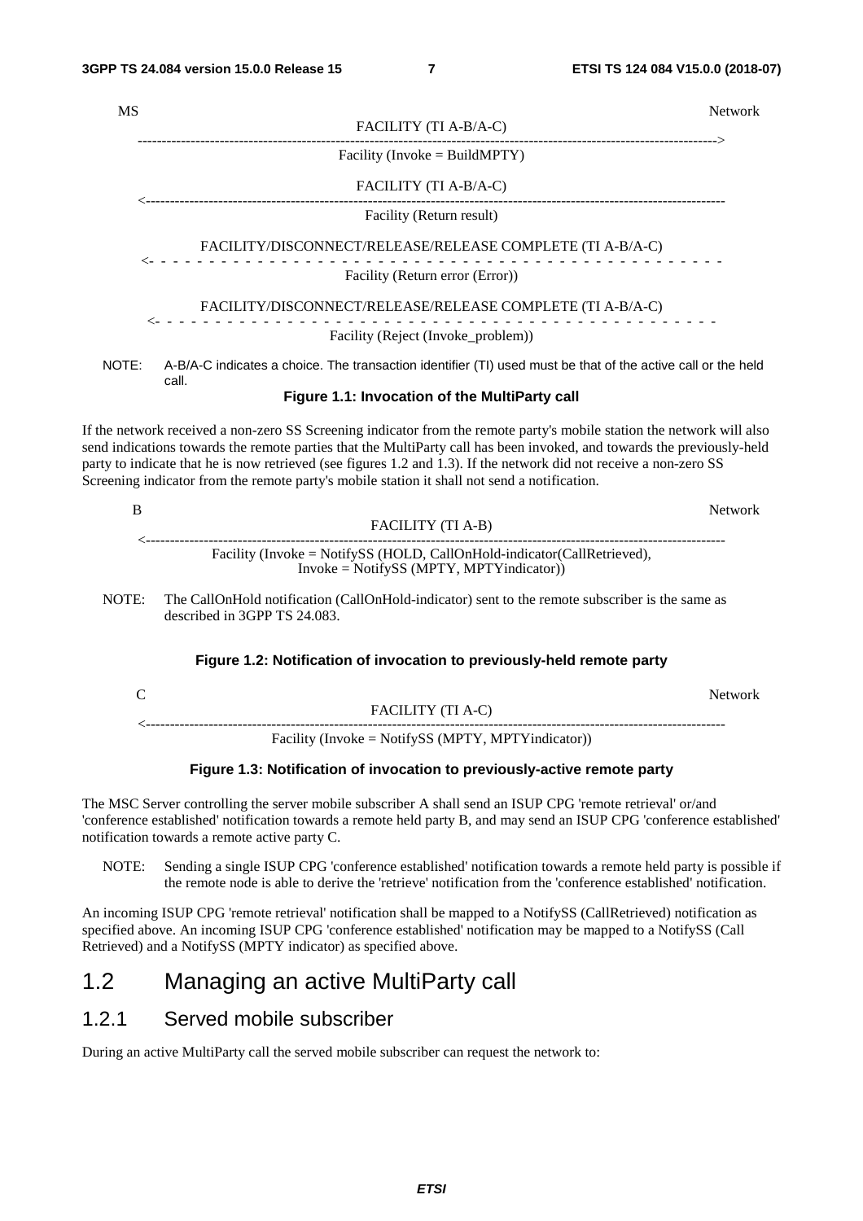```
MS                                                                                    Network
                              FACILITY (TI A-B/A-C)
     ------------------------------------------------------------------------------------>
                           Facility (Invoke = BuildMPTY)

                              FACILITY (TI A-B/A-C)
     <------------------------------------------------------------------------------------
                             Facility (Return result)

            FACILITY/DISCONNECT/RELEASE/RELEASE COMPLETE (TI A-B/A-C)
     <- - - - - - - - - - - - - - - - - - - - - - - - - - - - - - - - - - - - - - - - - - -
                          Facility (Return error (Error))

            FACILITY/DISCONNECT/RELEASE/RELEASE COMPLETE (TI A-B/A-C)
     <- - - - - - - - - - - - - - - - - - - - - - - - - - - - - - - - - - - - - - - - - - -
                       Facility (Reject (Invoke_problem))
```

NOTE: A-B/A-C indicates a choice. The transaction identifier (TI) used must be that of the active call or the held call.

**Figure 1.1: Invocation of the MultiParty call**

If the network received a non-zero SS Screening indicator from the remote party's mobile station the network will also send indications towards the remote parties that the MultiParty call has been invoked, and towards the previously-held party to indicate that he is now retrieved (see figures 1.2 and 1.3). If the network did not receive a non-zero SS Screening indicator from the remote party's mobile station it shall not send a notification.

```
B                                                                                     Network
                                FACILITY (TI A-B)
     <------------------------------------------------------------------------------------
         Facility (Invoke = NotifySS (HOLD, CallOnHold-indicator(CallRetrieved),
                       Invoke = NotifySS (MPTY, MPTYindicator))
```

NOTE: The CallOnHold notification (CallOnHold-indicator) sent to the remote subscriber is the same as described in 3GPP TS 24.083.

**Figure 1.2: Notification of invocation to previously-held remote party**

```
C                                                                                     Network
                                FACILITY (TI A-C)
     <------------------------------------------------------------------------------------
                    Facility (Invoke = NotifySS (MPTY, MPTYindicator))
```

**Figure 1.3: Notification of invocation to previously-active remote party**

The MSC Server controlling the server mobile subscriber A shall send an ISUP CPG 'remote retrieval' or/and 'conference established' notification towards a remote held party B, and may send an ISUP CPG 'conference established' notification towards a remote active party C.

NOTE: Sending a single ISUP CPG 'conference established' notification towards a remote held party is possible if the remote node is able to derive the 'retrieve' notification from the 'conference established' notification.

An incoming ISUP CPG 'remote retrieval' notification shall be mapped to a NotifySS (CallRetrieved) notification as specified above. An incoming ISUP CPG 'conference established' notification may be mapped to a NotifySS (Call Retrieved) and a NotifySS (MPTY indicator) as specified above.

## 1.2 Managing an active MultiParty call

### 1.2.1 Served mobile subscriber

During an active MultiParty call the served mobile subscriber can request the network to: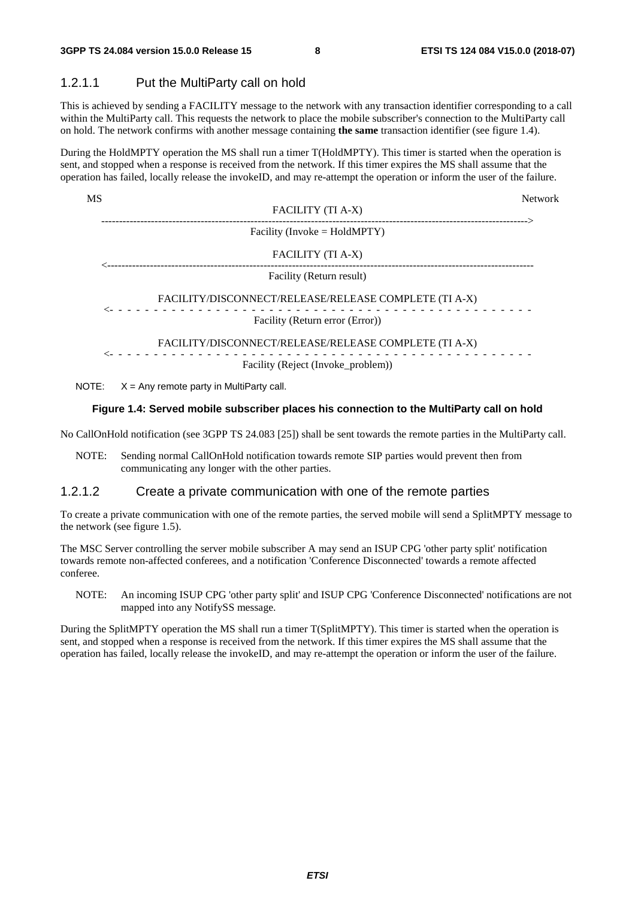### 1.2.1.1 Put the MultiParty call on hold

This is achieved by sending a FACILITY message to the network with any transaction identifier corresponding to a call within the MultiParty call. This requests the network to place the mobile subscriber's connection to the MultiParty call on hold. The network confirms with another message containing **the same** transaction identifier (see figure 1.4).

During the HoldMPTY operation the MS shall run a timer T(HoldMPTY). This timer is started when the operation is sent, and stopped when a response is received from the network. If this timer expires the MS shall assume that the operation has failed, locally release the invokeID, and may re-attempt the operation or inform the user of the failure.

```
MS                                                                                    Network
                                    FACILITY (TI A-X)
  ------------------------------------------------------------------------------------>
                               Facility (Invoke = HoldMPTY)

                                    FACILITY (TI A-X)
  <------------------------------------------------------------------------------------
                                 Facility (Return result)

                 FACILITY/DISCONNECT/RELEASE/RELEASE COMPLETE (TI A-X)
  <- - - - - - - - - - - - - - - - - - - - - - - - - - - - - - - - - - - - - - - - - -
                              Facility (Return error (Error))

                 FACILITY/DISCONNECT/RELEASE/RELEASE COMPLETE (TI A-X)
  <- - - - - - - - - - - - - - - - - - - - - - - - - - - - - - - - - - - - - - - - - -
                            Facility (Reject (Invoke_problem))
```

NOTE: X = Any remote party in MultiParty call.

**Figure 1.4: Served mobile subscriber places his connection to the MultiParty call on hold**

No CallOnHold notification (see 3GPP TS 24.083 [25]) shall be sent towards the remote parties in the MultiParty call.

NOTE: Sending normal CallOnHold notification towards remote SIP parties would prevent then from communicating any longer with the other parties.

### 1.2.1.2 Create a private communication with one of the remote parties

To create a private communication with one of the remote parties, the served mobile will send a SplitMPTY message to the network (see figure 1.5).

The MSC Server controlling the server mobile subscriber A may send an ISUP CPG 'other party split' notification towards remote non-affected conferees, and a notification 'Conference Disconnected' towards a remote affected conferee.

NOTE: An incoming ISUP CPG 'other party split' and ISUP CPG 'Conference Disconnected' notifications are not mapped into any NotifySS message.

During the SplitMPTY operation the MS shall run a timer T(SplitMPTY). This timer is started when the operation is sent, and stopped when a response is received from the network. If this timer expires the MS shall assume that the operation has failed, locally release the invokeID, and may re-attempt the operation or inform the user of the failure.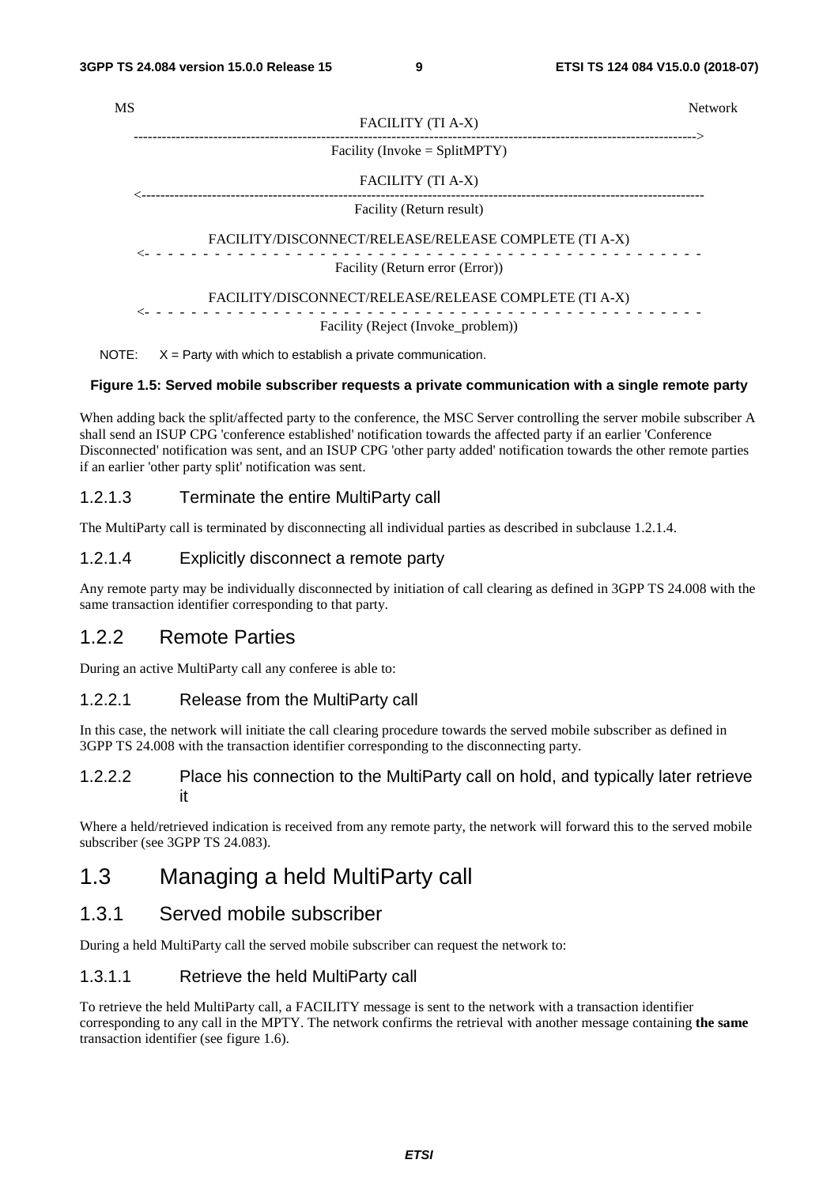```
MS                                                                                    Network
                              FACILITY (TI A-X)
    ------------------------------------------------------------------------------------------>
                         Facility (Invoke = SplitMPTY)

                              FACILITY (TI A-X)
    <------------------------------------------------------------------------------------------
                           Facility (Return result)

           FACILITY/DISCONNECT/RELEASE/RELEASE COMPLETE (TI A-X)
    <- - - - - - - - - - - - - - - - - - - - - - - - - - - - - - - - - - - - - - - - - - - - -
                         Facility (Return error (Error))

           FACILITY/DISCONNECT/RELEASE/RELEASE COMPLETE (TI A-X)
    <- - - - - - - - - - - - - - - - - - - - - - - - - - - - - - - - - - - - - - - - - - - - -
                       Facility (Reject (Invoke_problem))
```

NOTE: X = Party with which to establish a private communication.

**Figure 1.5: Served mobile subscriber requests a private communication with a single remote party**

When adding back the split/affected party to the conference, the MSC Server controlling the server mobile subscriber A shall send an ISUP CPG 'conference established' notification towards the affected party if an earlier 'Conference Disconnected' notification was sent, and an ISUP CPG 'other party added' notification towards the other remote parties if an earlier 'other party split' notification was sent.

#### 1.2.1.3 Terminate the entire MultiParty call

The MultiParty call is terminated by disconnecting all individual parties as described in subclause 1.2.1.4.

#### 1.2.1.4 Explicitly disconnect a remote party

Any remote party may be individually disconnected by initiation of call clearing as defined in 3GPP TS 24.008 with the same transaction identifier corresponding to that party.

### 1.2.2 Remote Parties

During an active MultiParty call any conferee is able to:

#### 1.2.2.1 Release from the MultiParty call

In this case, the network will initiate the call clearing procedure towards the served mobile subscriber as defined in 3GPP TS 24.008 with the transaction identifier corresponding to the disconnecting party.

#### 1.2.2.2 Place his connection to the MultiParty call on hold, and typically later retrieve it

Where a held/retrieved indication is received from any remote party, the network will forward this to the served mobile subscriber (see 3GPP TS 24.083).

## 1.3 Managing a held MultiParty call

### 1.3.1 Served mobile subscriber

During a held MultiParty call the served mobile subscriber can request the network to:

#### 1.3.1.1 Retrieve the held MultiParty call

To retrieve the held MultiParty call, a FACILITY message is sent to the network with a transaction identifier corresponding to any call in the MPTY. The network confirms the retrieval with another message containing **the same** transaction identifier (see figure 1.6).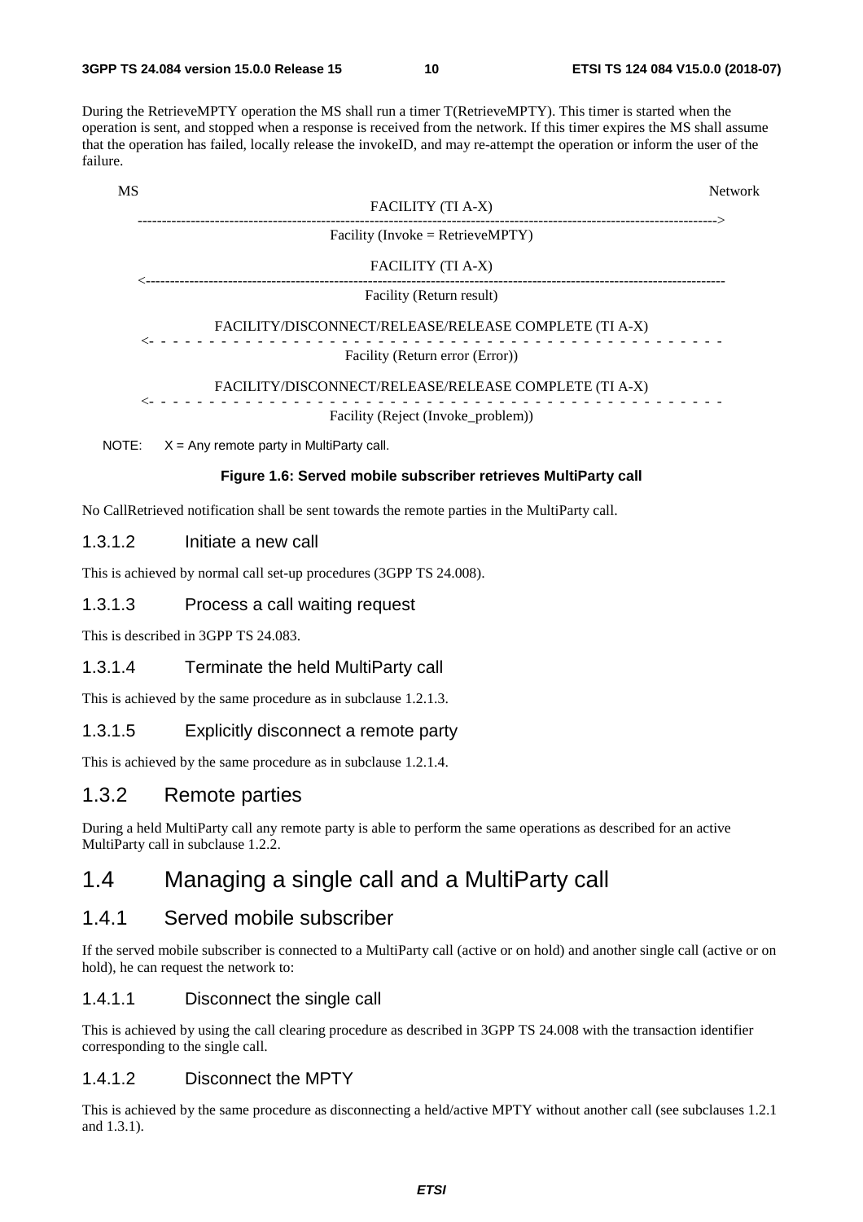During the RetrieveMPTY operation the MS shall run a timer T(RetrieveMPTY). This timer is started when the operation is sent, and stopped when a response is received from the network. If this timer expires the MS shall assume that the operation has failed, locally release the invokeID, and may re-attempt the operation or inform the user of the failure.

```
MS                                                                                    Network
                                     FACILITY (TI A-X)
   ------------------------------------------------------------------------------------->
                              Facility (Invoke = RetrieveMPTY)

                                     FACILITY (TI A-X)
   <-------------------------------------------------------------------------------------
                                  Facility (Return result)

              FACILITY/DISCONNECT/RELEASE/RELEASE COMPLETE (TI A-X)
   <- - - - - - - - - - - - - - - - - - - - - - - - - - - - - - - - - - - - - - - - - - -
                               Facility (Return error (Error))

              FACILITY/DISCONNECT/RELEASE/RELEASE COMPLETE (TI A-X)
   <- - - - - - - - - - - - - - - - - - - - - - - - - - - - - - - - - - - - - - - - - - -
                             Facility (Reject (Invoke_problem))
```

NOTE: X = Any remote party in MultiParty call.

**Figure 1.6: Served mobile subscriber retrieves MultiParty call**

No CallRetrieved notification shall be sent towards the remote parties in the MultiParty call.

#### 1.3.1.2 Initiate a new call

This is achieved by normal call set-up procedures (3GPP TS 24.008).

#### 1.3.1.3 Process a call waiting request

This is described in 3GPP TS 24.083.

#### 1.3.1.4 Terminate the held MultiParty call

This is achieved by the same procedure as in subclause 1.2.1.3.

#### 1.3.1.5 Explicitly disconnect a remote party

This is achieved by the same procedure as in subclause 1.2.1.4.

### 1.3.2 Remote parties

During a held MultiParty call any remote party is able to perform the same operations as described for an active MultiParty call in subclause 1.2.2.

## 1.4 Managing a single call and a MultiParty call

### 1.4.1 Served mobile subscriber

If the served mobile subscriber is connected to a MultiParty call (active or on hold) and another single call (active or on hold), he can request the network to:

#### 1.4.1.1 Disconnect the single call

This is achieved by using the call clearing procedure as described in 3GPP TS 24.008 with the transaction identifier corresponding to the single call.

#### 1.4.1.2 Disconnect the MPTY

This is achieved by the same procedure as disconnecting a held/active MPTY without another call (see subclauses 1.2.1 and 1.3.1).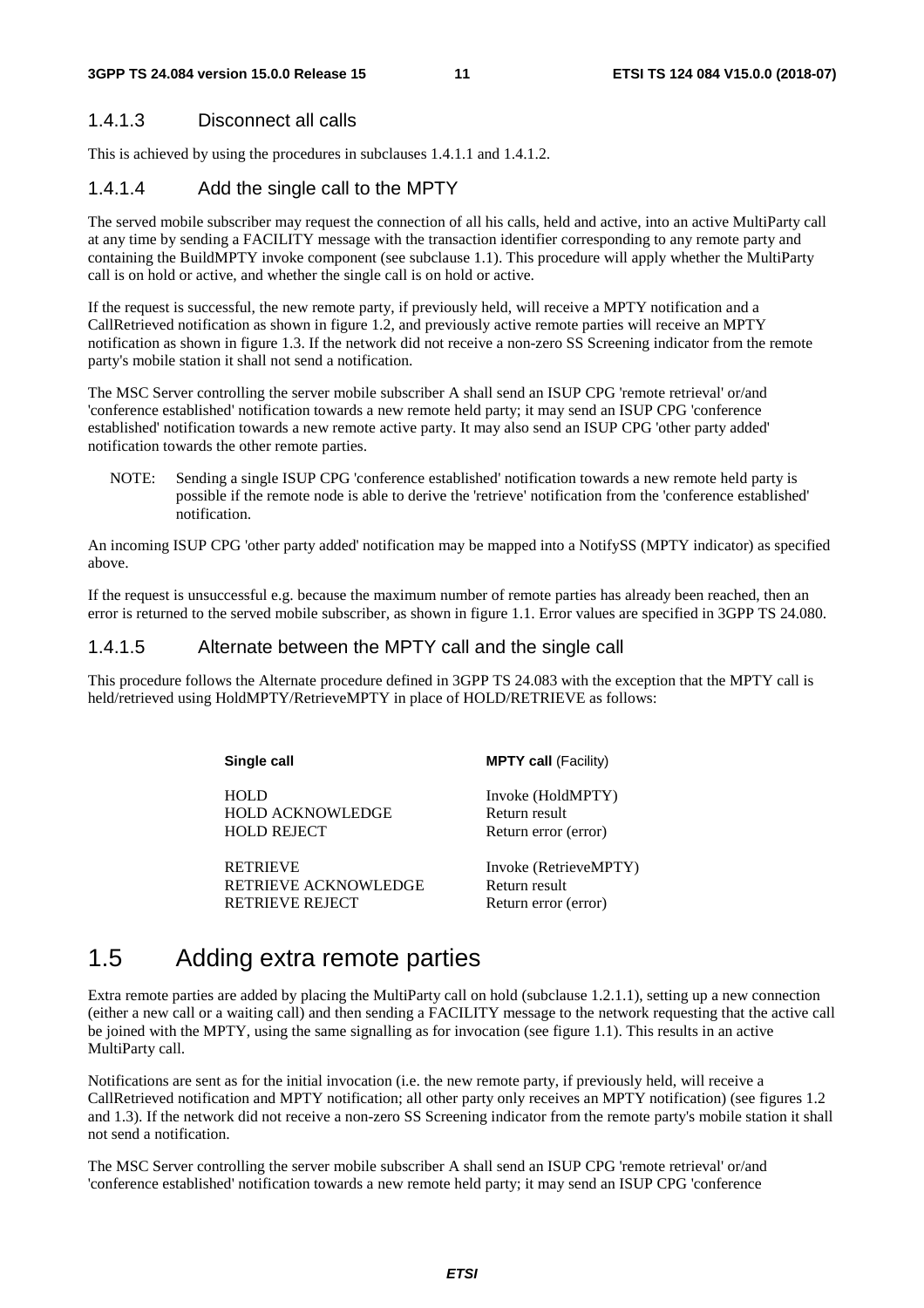### 1.4.1.3 Disconnect all calls

This is achieved by using the procedures in subclauses 1.4.1.1 and 1.4.1.2.

### 1.4.1.4 Add the single call to the MPTY

The served mobile subscriber may request the connection of all his calls, held and active, into an active MultiParty call at any time by sending a FACILITY message with the transaction identifier corresponding to any remote party and containing the BuildMPTY invoke component (see subclause 1.1). This procedure will apply whether the MultiParty call is on hold or active, and whether the single call is on hold or active.

If the request is successful, the new remote party, if previously held, will receive a MPTY notification and a CallRetrieved notification as shown in figure 1.2, and previously active remote parties will receive an MPTY notification as shown in figure 1.3. If the network did not receive a non-zero SS Screening indicator from the remote party's mobile station it shall not send a notification.

The MSC Server controlling the server mobile subscriber A shall send an ISUP CPG 'remote retrieval' or/and 'conference established' notification towards a new remote held party; it may send an ISUP CPG 'conference established' notification towards a new remote active party. It may also send an ISUP CPG 'other party added' notification towards the other remote parties.

NOTE: Sending a single ISUP CPG 'conference established' notification towards a new remote held party is possible if the remote node is able to derive the 'retrieve' notification from the 'conference established' notification.

An incoming ISUP CPG 'other party added' notification may be mapped into a NotifySS (MPTY indicator) as specified above.

If the request is unsuccessful e.g. because the maximum number of remote parties has already been reached, then an error is returned to the served mobile subscriber, as shown in figure 1.1. Error values are specified in 3GPP TS 24.080.

### 1.4.1.5 Alternate between the MPTY call and the single call

This procedure follows the Alternate procedure defined in 3GPP TS 24.083 with the exception that the MPTY call is held/retrieved using HoldMPTY/RetrieveMPTY in place of HOLD/RETRIEVE as follows:

| **Single call** | **MPTY call** (Facility) |
|---|---|
| HOLD | Invoke (HoldMPTY) |
| HOLD ACKNOWLEDGE | Return result |
| HOLD REJECT | Return error (error) |
| RETRIEVE | Invoke (RetrieveMPTY) |
| RETRIEVE ACKNOWLEDGE | Return result |
| RETRIEVE REJECT | Return error (error) |

## 1.5 Adding extra remote parties

Extra remote parties are added by placing the MultiParty call on hold (subclause 1.2.1.1), setting up a new connection (either a new call or a waiting call) and then sending a FACILITY message to the network requesting that the active call be joined with the MPTY, using the same signalling as for invocation (see figure 1.1). This results in an active MultiParty call.

Notifications are sent as for the initial invocation (i.e. the new remote party, if previously held, will receive a CallRetrieved notification and MPTY notification; all other party only receives an MPTY notification) (see figures 1.2 and 1.3). If the network did not receive a non-zero SS Screening indicator from the remote party's mobile station it shall not send a notification.

The MSC Server controlling the server mobile subscriber A shall send an ISUP CPG 'remote retrieval' or/and 'conference established' notification towards a new remote held party; it may send an ISUP CPG 'conference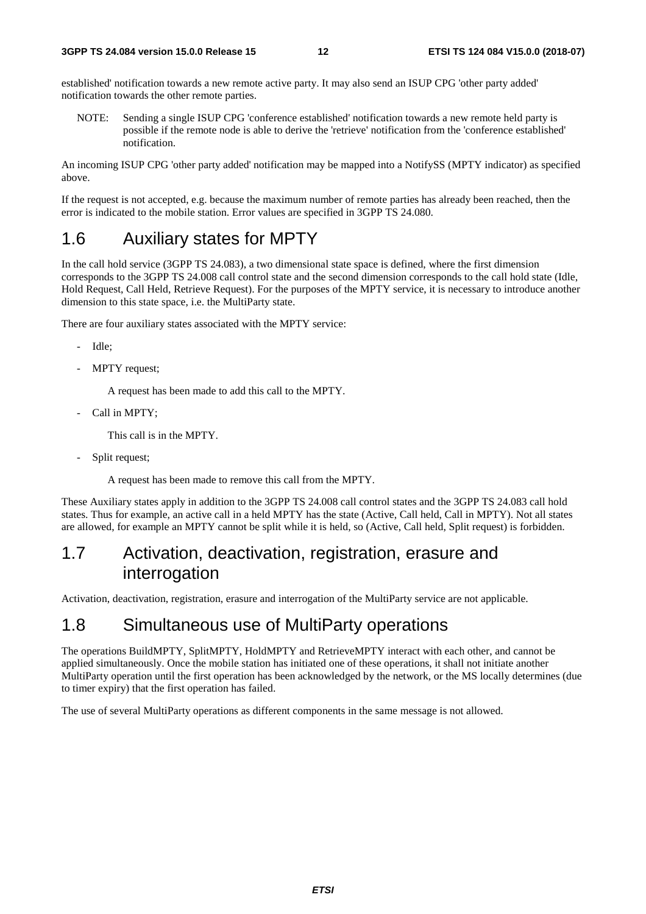established' notification towards a new remote active party. It may also send an ISUP CPG 'other party added' notification towards the other remote parties.

NOTE: Sending a single ISUP CPG 'conference established' notification towards a new remote held party is possible if the remote node is able to derive the 'retrieve' notification from the 'conference established' notification.

An incoming ISUP CPG 'other party added' notification may be mapped into a NotifySS (MPTY indicator) as specified above.

If the request is not accepted, e.g. because the maximum number of remote parties has already been reached, then the error is indicated to the mobile station. Error values are specified in 3GPP TS 24.080.

# 1.6 Auxiliary states for MPTY

In the call hold service (3GPP TS 24.083), a two dimensional state space is defined, where the first dimension corresponds to the 3GPP TS 24.008 call control state and the second dimension corresponds to the call hold state (Idle, Hold Request, Call Held, Retrieve Request). For the purposes of the MPTY service, it is necessary to introduce another dimension to this state space, i.e. the MultiParty state.

There are four auxiliary states associated with the MPTY service:

- Idle;
- MPTY request;

  A request has been made to add this call to the MPTY.
- Call in MPTY;

  This call is in the MPTY.
- Split request;

  A request has been made to remove this call from the MPTY.

These Auxiliary states apply in addition to the 3GPP TS 24.008 call control states and the 3GPP TS 24.083 call hold states. Thus for example, an active call in a held MPTY has the state (Active, Call held, Call in MPTY). Not all states are allowed, for example an MPTY cannot be split while it is held, so (Active, Call held, Split request) is forbidden.

# 1.7 Activation, deactivation, registration, erasure and interrogation

Activation, deactivation, registration, erasure and interrogation of the MultiParty service are not applicable.

# 1.8 Simultaneous use of MultiParty operations

The operations BuildMPTY, SplitMPTY, HoldMPTY and RetrieveMPTY interact with each other, and cannot be applied simultaneously. Once the mobile station has initiated one of these operations, it shall not initiate another MultiParty operation until the first operation has been acknowledged by the network, or the MS locally determines (due to timer expiry) that the first operation has failed.

The use of several MultiParty operations as different components in the same message is not allowed.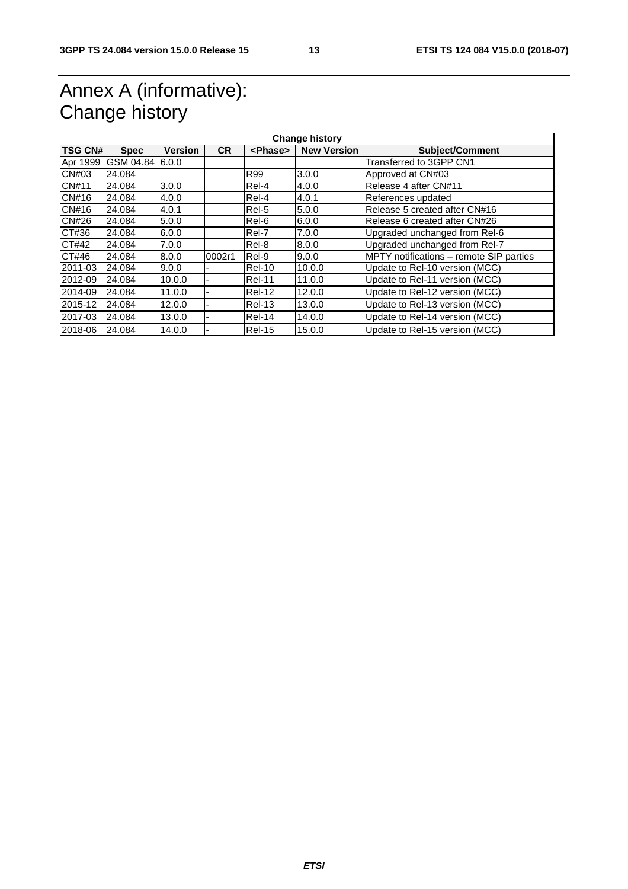# Annex A (informative): Change history

| Change history | | | | | | |
|---|---|---|---|---|---|---|
| **TSG CN#** | **Spec** | **Version** | **CR** | **<Phase>** | **New Version** | **Subject/Comment** |
| Apr 1999 | GSM 04.84 | 6.0.0 | | | | Transferred to 3GPP CN1 |
| CN#03 | 24.084 | | | R99 | 3.0.0 | Approved at CN#03 |
| CN#11 | 24.084 | 3.0.0 | | Rel-4 | 4.0.0 | Release 4 after CN#11 |
| CN#16 | 24.084 | 4.0.0 | | Rel-4 | 4.0.1 | References updated |
| CN#16 | 24.084 | 4.0.1 | | Rel-5 | 5.0.0 | Release 5 created after CN#16 |
| CN#26 | 24.084 | 5.0.0 | | Rel-6 | 6.0.0 | Release 6 created after CN#26 |
| CT#36 | 24.084 | 6.0.0 | | Rel-7 | 7.0.0 | Upgraded unchanged from Rel-6 |
| CT#42 | 24.084 | 7.0.0 | | Rel-8 | 8.0.0 | Upgraded unchanged from Rel-7 |
| CT#46 | 24.084 | 8.0.0 | 0002r1 | Rel-9 | 9.0.0 | MPTY notifications – remote SIP parties |
| 2011-03 | 24.084 | 9.0.0 | - | Rel-10 | 10.0.0 | Update to Rel-10 version (MCC) |
| 2012-09 | 24.084 | 10.0.0 | - | Rel-11 | 11.0.0 | Update to Rel-11 version (MCC) |
| 2014-09 | 24.084 | 11.0.0 | - | Rel-12 | 12.0.0 | Update to Rel-12 version (MCC) |
| 2015-12 | 24.084 | 12.0.0 | - | Rel-13 | 13.0.0 | Update to Rel-13 version (MCC) |
| 2017-03 | 24.084 | 13.0.0 | - | Rel-14 | 14.0.0 | Update to Rel-14 version (MCC) |
| 2018-06 | 24.084 | 14.0.0 | - | Rel-15 | 15.0.0 | Update to Rel-15 version (MCC) |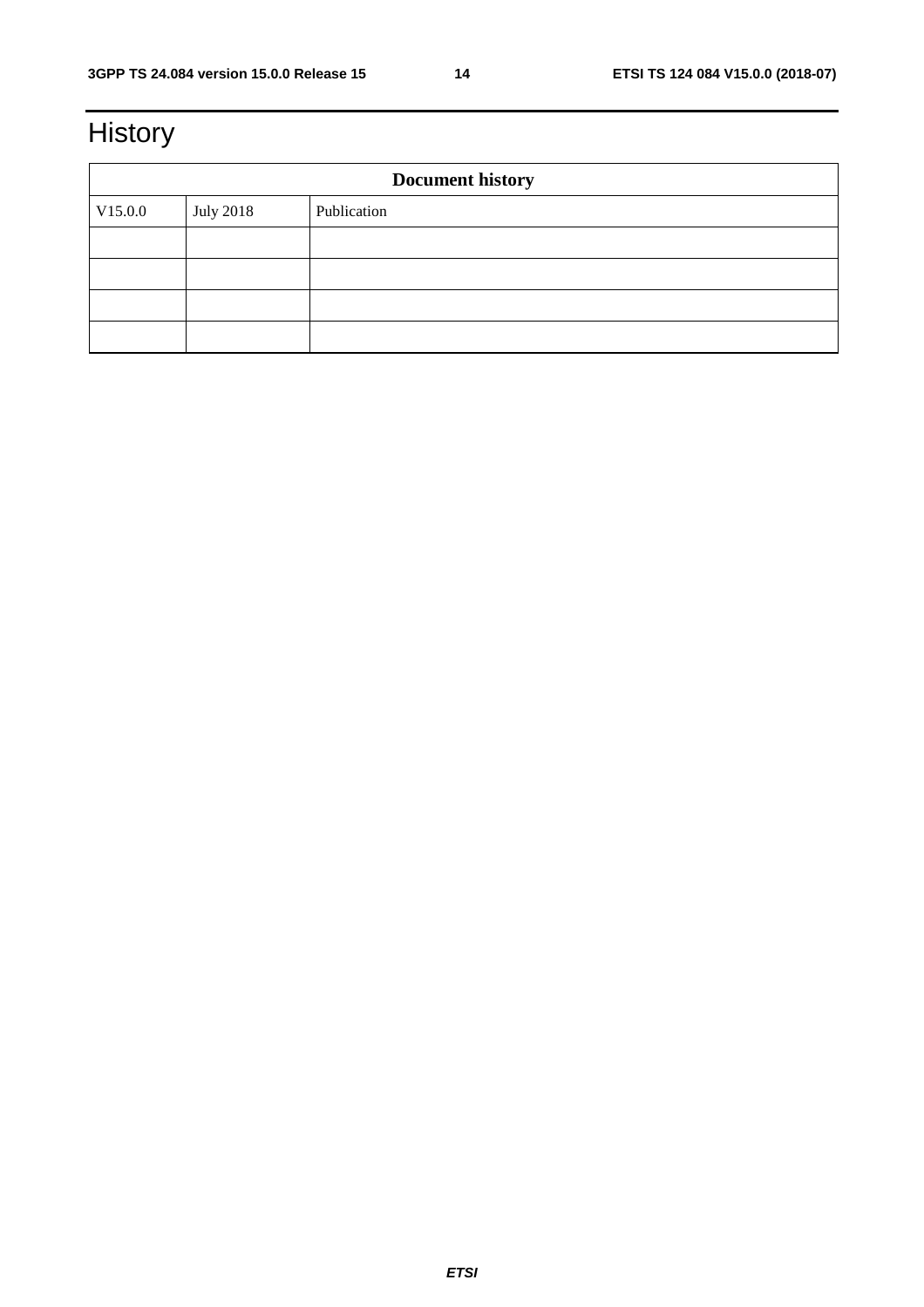# History

| Document history | | |
|---|---|---|
| V15.0.0 | July 2018 | Publication |
| | | |
| | | |
| | | |
| | | |